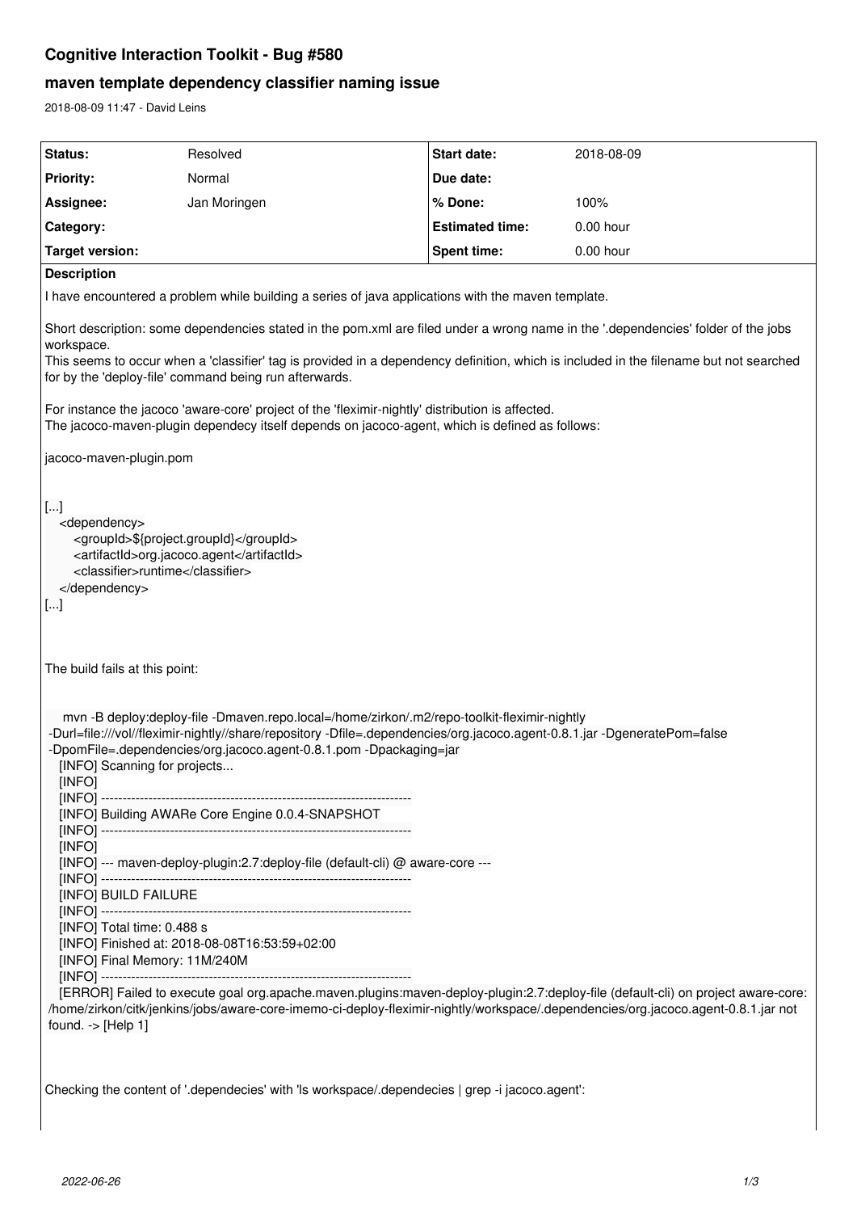# Cognitive Interaction Toolkit - Bug #580

## maven template dependency classifier naming issue

2018-08-09 11:47 - David Leins

| Status: | Resolved | Start date: | 2018-08-09 |
| --- | --- | --- | --- |
| Priority: | Normal | Due date: | |
| Assignee: | Jan Moringen | % Done: | 100% |
| Category: | | Estimated time: | 0.00 hour |
| Target version: | | Spent time: | 0.00 hour |

**Description**

I have encountered a problem while building a series of java applications with the maven template.

Short description: some dependencies stated in the pom.xml are filed under a wrong name in the '.dependencies' folder of the jobs workspace.
This seems to occur when a 'classifier' tag is provided in a dependency definition, which is included in the filename but not searched for by the 'deploy-file' command being run afterwards.

For instance the jacoco 'aware-core' project of the 'fleximir-nightly' distribution is affected.
The jacoco-maven-plugin dependecy itself depends on jacoco-agent, which is defined as follows:

jacoco-maven-plugin.pom

```
[...]
   <dependency>
      <groupId>${project.groupId}</groupId>
      <artifactId>org.jacoco.agent</artifactId>
      <classifier>runtime</classifier>
   </dependency>
[...]
```

The build fails at this point:

```
    mvn -B deploy:deploy-file -Dmaven.repo.local=/home/zirkon/.m2/repo-toolkit-fleximir-nightly
 -Durl=file:///vol//fleximir-nightly//share/repository -Dfile=.dependencies/org.jacoco.agent-0.8.1.jar -DgeneratePom=false
 -DpomFile=.dependencies/org.jacoco.agent-0.8.1.pom -Dpackaging=jar
   [INFO] Scanning for projects...
   [INFO]
   [INFO] ------------------------------------------------------------------------
   [INFO] Building AWARe Core Engine 0.0.4-SNAPSHOT
   [INFO] ------------------------------------------------------------------------
   [INFO]
   [INFO] --- maven-deploy-plugin:2.7:deploy-file (default-cli) @ aware-core ---
   [INFO] ------------------------------------------------------------------------
   [INFO] BUILD FAILURE
   [INFO] ------------------------------------------------------------------------
   [INFO] Total time: 0.488 s
   [INFO] Finished at: 2018-08-08T16:53:59+02:00
   [INFO] Final Memory: 11M/240M
   [INFO] ------------------------------------------------------------------------
   [ERROR] Failed to execute goal org.apache.maven.plugins:maven-deploy-plugin:2.7:deploy-file (default-cli) on project aware-core:
 /home/zirkon/citk/jenkins/jobs/aware-core-imemo-ci-deploy-fleximir-nightly/workspace/.dependencies/org.jacoco.agent-0.8.1.jar not
 found. -> [Help 1]
```

Checking the content of '.dependecies' with 'ls workspace/.dependecies | grep -i jacoco.agent':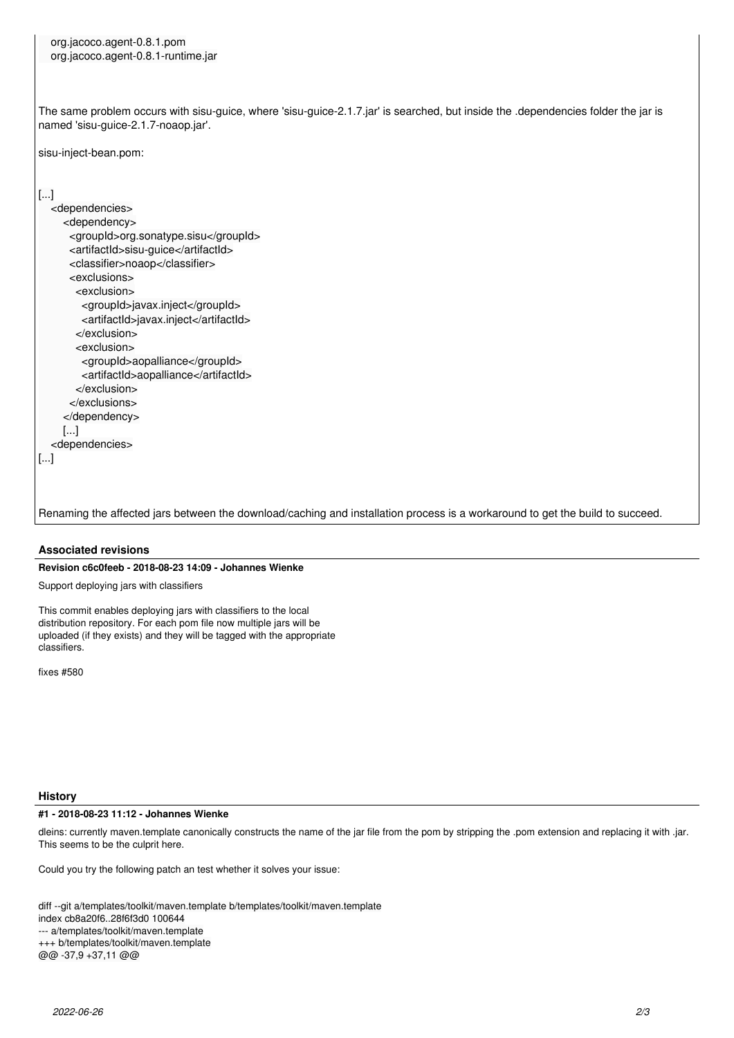```
org.jacoco.agent-0.8.1.pom
org.jacoco.agent-0.8.1-runtime.jar
```

The same problem occurs with sisu-guice, where 'sisu-guice-2.1.7.jar' is searched, but inside the .dependencies folder the jar is named 'sisu-guice-2.1.7-noaop.jar'.

sisu-inject-bean.pom:

```
[...]
  <dependencies>
    <dependency>
      <groupId>org.sonatype.sisu</groupId>
      <artifactId>sisu-guice</artifactId>
      <classifier>noaop</classifier>
      <exclusions>
        <exclusion>
          <groupId>javax.inject</groupId>
          <artifactId>javax.inject</artifactId>
        </exclusion>
        <exclusion>
          <groupId>aopalliance</groupId>
          <artifactId>aopalliance</artifactId>
        </exclusion>
      </exclusions>
    </dependency>
    [...]
  <dependencies>
[...]
```

Renaming the affected jars between the download/caching and installation process is a workaround to get the build to succeed.

### Associated revisions

**Revision c6c0feeb - 2018-08-23 14:09 - Johannes Wienke**

Support deploying jars with classifiers

This commit enables deploying jars with classifiers to the local distribution repository. For each pom file now multiple jars will be uploaded (if they exists) and they will be tagged with the appropriate classifiers.

fixes #580

### History

**#1 - 2018-08-23 11:12 - Johannes Wienke**

dleins: currently maven.template canonically constructs the name of the jar file from the pom by stripping the .pom extension and replacing it with .jar. This seems to be the culprit here.

Could you try the following patch an test whether it solves your issue:

```
diff --git a/templates/toolkit/maven.template b/templates/toolkit/maven.template
index cb8a20f6..28f6f3d0 100644
--- a/templates/toolkit/maven.template
+++ b/templates/toolkit/maven.template
@@ -37,9 +37,11 @@
```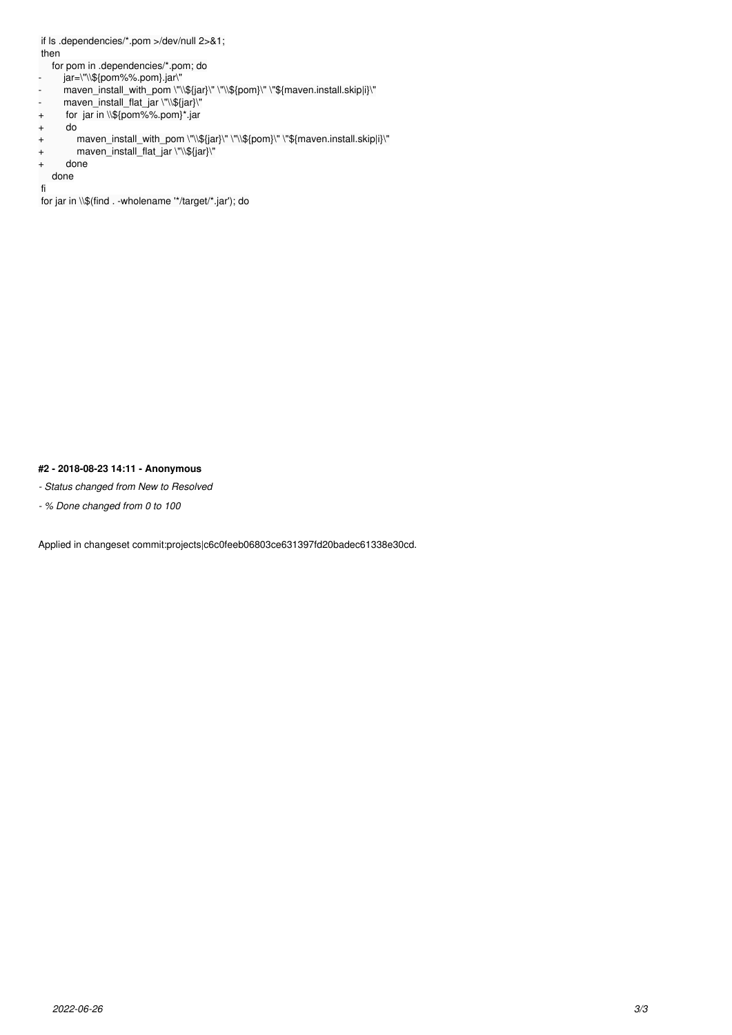```
 if ls .dependencies/*.pom >/dev/null 2>&1;
 then
    for pom in .dependencies/*.pom; do
-       jar=\"\\${pom%%.pom}.jar\"
-       maven_install_with_pom \"\\${jar}\" \"\\${pom}\" \"${maven.install.skip|i}\"
-       maven_install_flat_jar \"\\${jar}\"
+       for  jar in \\${pom%%.pom}*.jar
+       do
+           maven_install_with_pom \"\\${jar}\" \"\\${pom}\" \"${maven.install.skip|i}\"
+           maven_install_flat_jar \"\\${jar}\"
+       done
    done
 fi
 for jar in \\$(find . -wholename '*/target/*.jar'); do
```

**#2 - 2018-08-23 14:11 - Anonymous**

- *Status changed from New to Resolved*
- *% Done changed from 0 to 100*

Applied in changeset commit:projects|c6c0feeb06803ce631397fd20badec61338e30cd.